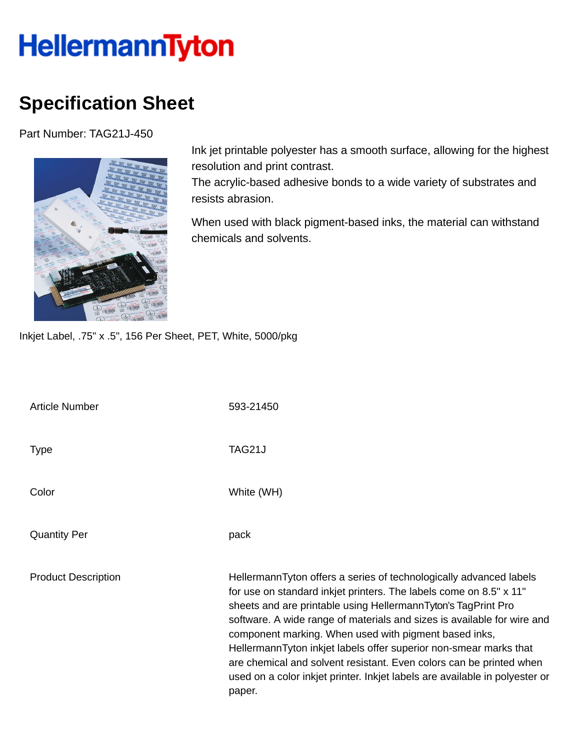# HellermannTyton

## Specification Sheet

Part Number: TAG21J-450

Ink jet printable polyester has a smooth surface, allowing for the highest resolution and print contrast.
The acrylic-based adhesive bonds to a wide variety of substrates and resists abrasion.

When used with black pigment-based inks, the material can withstand chemicals and solvents.

Inkjet Label, .75" x .5", 156 Per Sheet, PET, White, 5000/pkg

| | |
|---|---|
| Article Number | 593-21450 |
| Type | TAG21J |
| Color | White (WH) |
| Quantity Per | pack |
| Product Description | HellermannTyton offers a series of technologically advanced labels for use on standard inkjet printers. The labels come on 8.5" x 11" sheets and are printable using HellermannTyton's TagPrint Pro software. A wide range of materials and sizes is available for wire and component marking. When used with pigment based inks, HellermannTyton inkjet labels offer superior non-smear marks that are chemical and solvent resistant. Even colors can be printed when used on a color inkjet printer. Inkjet labels are available in polyester or paper. |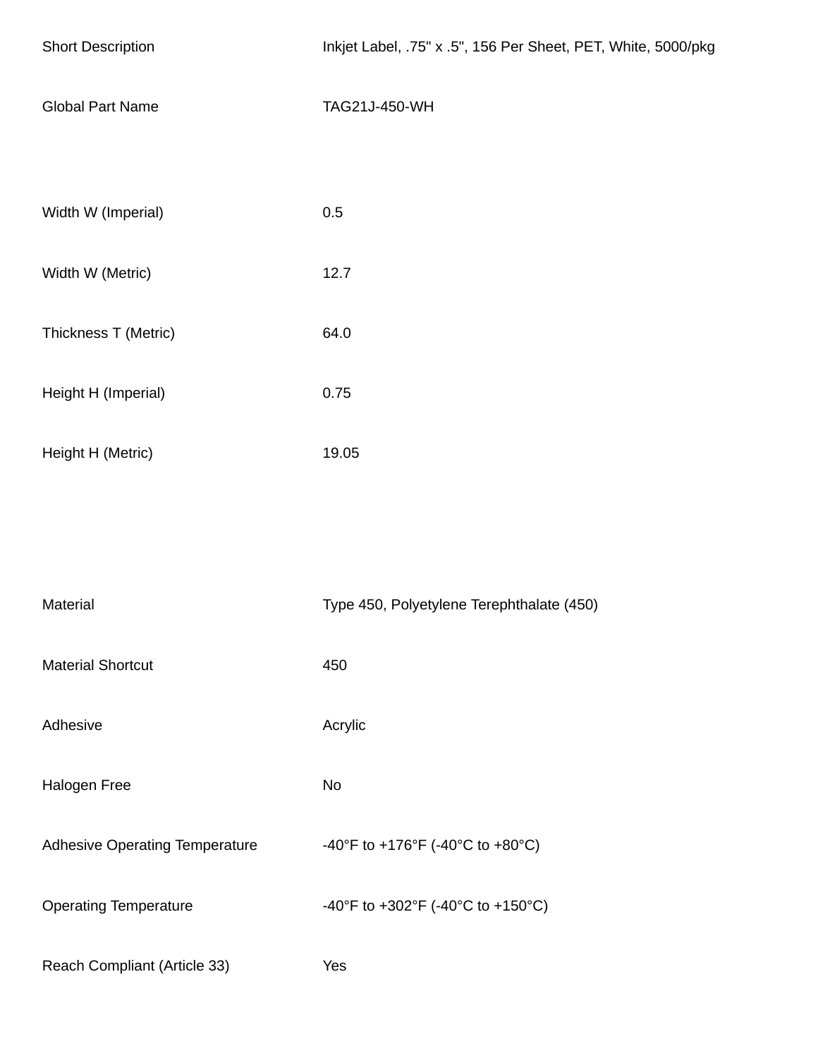| | |
|---|---|
| Short Description | Inkjet Label, .75" x .5", 156 Per Sheet, PET, White, 5000/pkg |
| Global Part Name | TAG21J-450-WH |
| Width W (Imperial) | 0.5 |
| Width W (Metric) | 12.7 |
| Thickness T (Metric) | 64.0 |
| Height H (Imperial) | 0.75 |
| Height H (Metric) | 19.05 |
| Material | Type 450, Polyetylene Terephthalate (450) |
| Material Shortcut | 450 |
| Adhesive | Acrylic |
| Halogen Free | No |
| Adhesive Operating Temperature | -40°F to +176°F (-40°C to +80°C) |
| Operating Temperature | -40°F to +302°F (-40°C to +150°C) |
| Reach Compliant (Article 33) | Yes |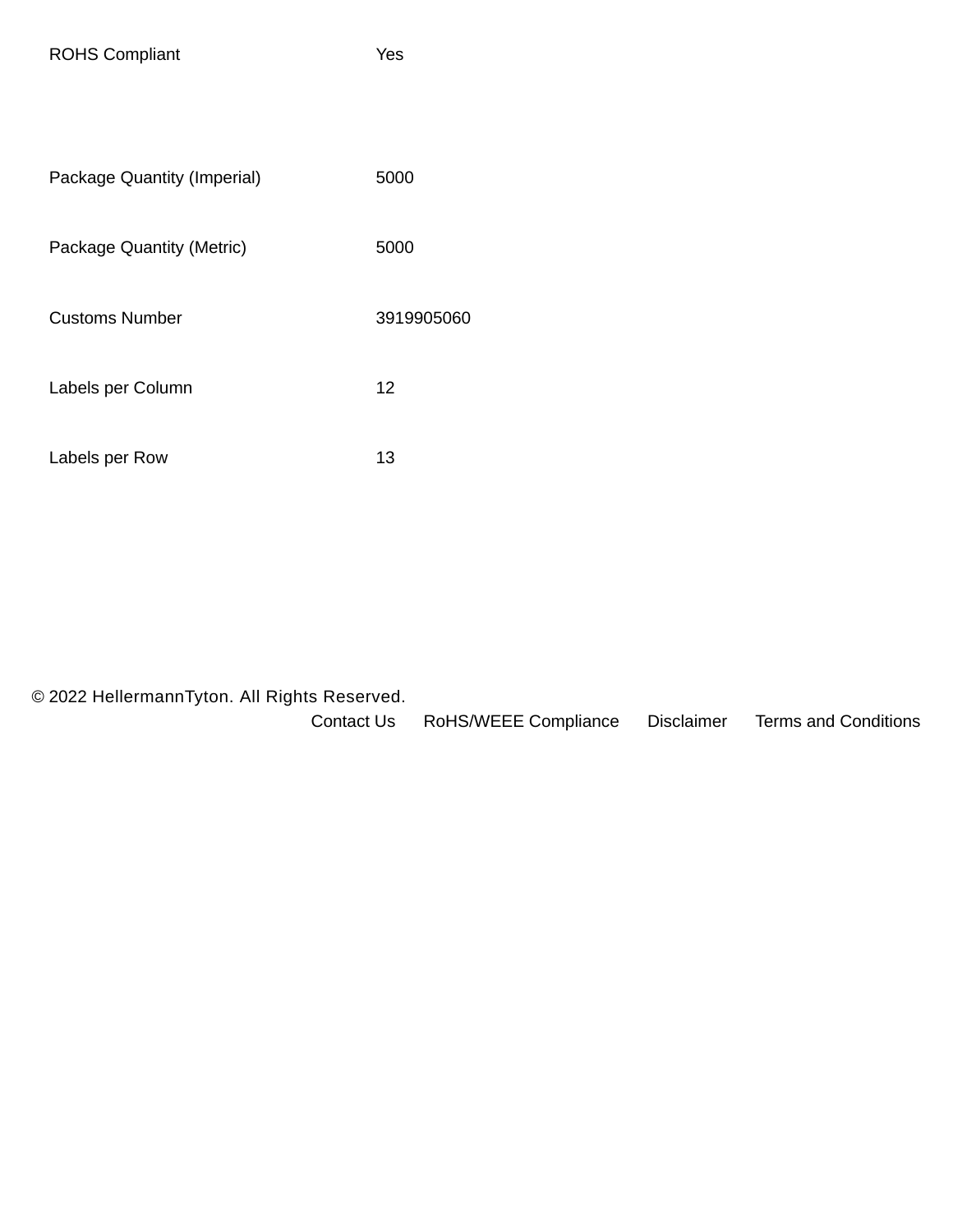| | |
|---|---|
| ROHS Compliant | Yes |
| Package Quantity (Imperial) | 5000 |
| Package Quantity (Metric) | 5000 |
| Customs Number | 3919905060 |
| Labels per Column | 12 |
| Labels per Row | 13 |

© 2022 HellermannTyton. All Rights Reserved.

Contact Us RoHS/WEEE Compliance Disclaimer Terms and Conditions